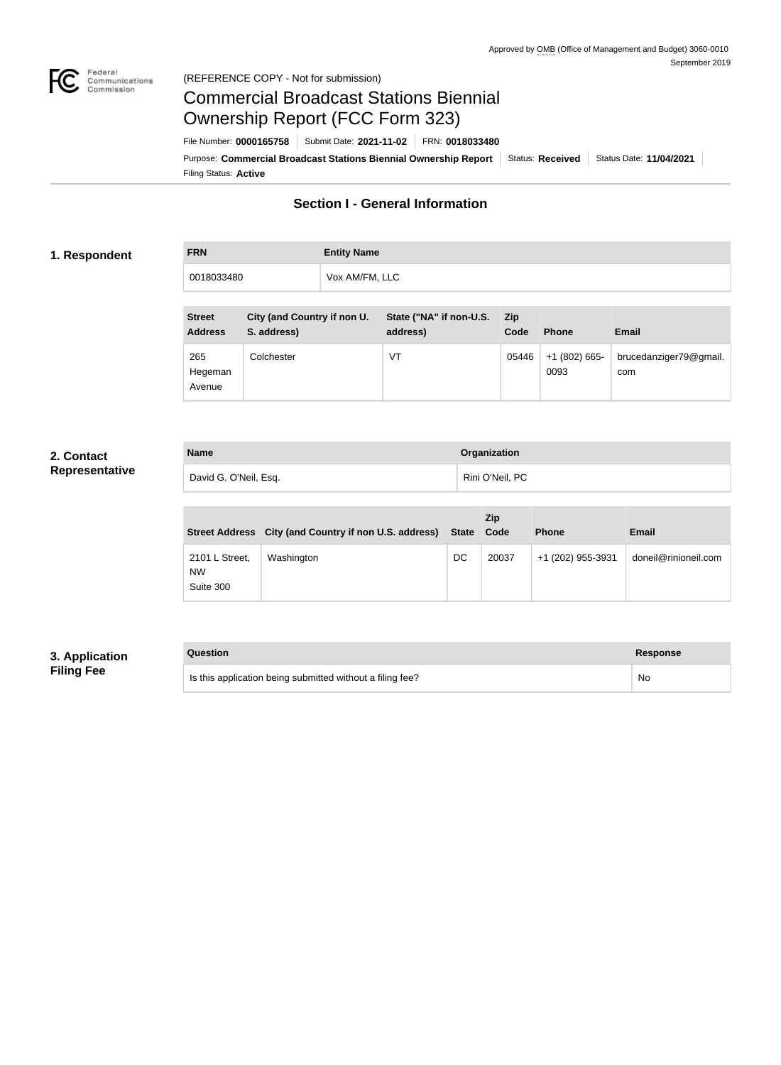Approved by OMB (Office of Management and Budget) 3060-0010
September 2019

(REFERENCE COPY - Not for submission)

# Commercial Broadcast Stations Biennial Ownership Report (FCC Form 323)

File Number: **0000165758** | Submit Date: **2021-11-02** | FRN: **0018033480**

Purpose: **Commercial Broadcast Stations Biennial Ownership Report** | Status: **Received** | Status Date: **11/04/2021**

Filing Status: **Active**

## Section I - General Information

### 1. Respondent

| FRN | Entity Name |
|---|---|
| 0018033480 | Vox AM/FM, LLC |

| Street Address | City (and Country if non U. S. address) | State ("NA" if non-U.S. address) | Zip Code | Phone | Email |
|---|---|---|---|---|---|
| 265 Hegeman Avenue | Colchester | VT | 05446 | +1 (802) 665-0093 | brucedanziger79@gmail.com |

### 2. Contact Representative

| Name | Organization |
|---|---|
| David G. O'Neil, Esq. | Rini O'Neil, PC |

| Street Address | City (and Country if non U.S. address) | State | Zip Code | Phone | Email |
|---|---|---|---|---|---|
| 2101 L Street, NW Suite 300 | Washington | DC | 20037 | +1 (202) 955-3931 | doneil@rinioneil.com |

### 3. Application Filing Fee

| Question | Response |
|---|---|
| Is this application being submitted without a filing fee? | No |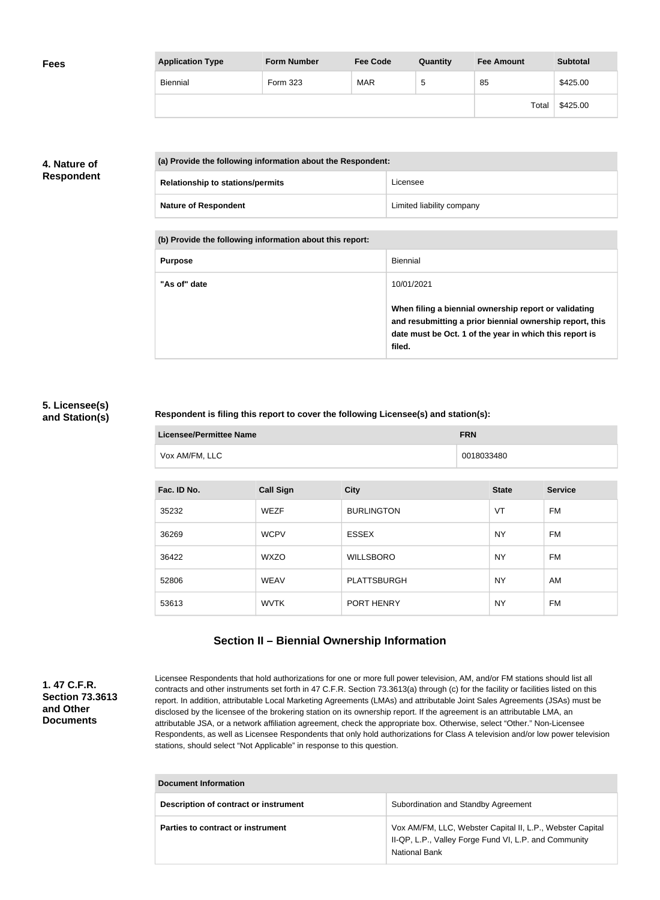## Fees

| Application Type | Form Number | Fee Code | Quantity | Fee Amount | Subtotal |
|---|---|---|---|---|---|
| Biennial | Form 323 | MAR | 5 | 85 | $425.00 |
| | | | | Total | $425.00 |

## 4. Nature of Respondent

| (a) Provide the following information about the Respondent: | |
|---|---|
| **Relationship to stations/permits** | Licensee |
| **Nature of Respondent** | Limited liability company |

| (b) Provide the following information about this report: | |
|---|---|
| **Purpose** | Biennial |
| **"As of" date** | 10/01/2021<br><br>**When filing a biennial ownership report or validating and resubmitting a prior biennial ownership report, this date must be Oct. 1 of the year in which this report is filed.** |

## 5. Licensee(s) and Station(s)

**Respondent is filing this report to cover the following Licensee(s) and station(s):**

| Licensee/Permittee Name | FRN |
|---|---|
| Vox AM/FM, LLC | 0018033480 |

| Fac. ID No. | Call Sign | City | State | Service |
|---|---|---|---|---|
| 35232 | WEZF | BURLINGTON | VT | FM |
| 36269 | WCPV | ESSEX | NY | FM |
| 36422 | WXZO | WILLSBORO | NY | FM |
| 52806 | WEAV | PLATTSBURGH | NY | AM |
| 53613 | WVTK | PORT HENRY | NY | FM |

# Section II – Biennial Ownership Information

## 1. 47 C.F.R. Section 73.3613 and Other Documents

Licensee Respondents that hold authorizations for one or more full power television, AM, and/or FM stations should list all contracts and other instruments set forth in 47 C.F.R. Section 73.3613(a) through (c) for the facility or facilities listed on this report. In addition, attributable Local Marketing Agreements (LMAs) and attributable Joint Sales Agreements (JSAs) must be disclosed by the licensee of the brokering station on its ownership report. If the agreement is an attributable LMA, an attributable JSA, or a network affiliation agreement, check the appropriate box. Otherwise, select "Other." Non-Licensee Respondents, as well as Licensee Respondents that only hold authorizations for Class A television and/or low power television stations, should select "Not Applicable" in response to this question.

| Document Information | |
|---|---|
| **Description of contract or instrument** | Subordination and Standby Agreement |
| **Parties to contract or instrument** | Vox AM/FM, LLC, Webster Capital II, L.P., Webster Capital II-QP, L.P., Valley Forge Fund VI, L.P. and Community National Bank |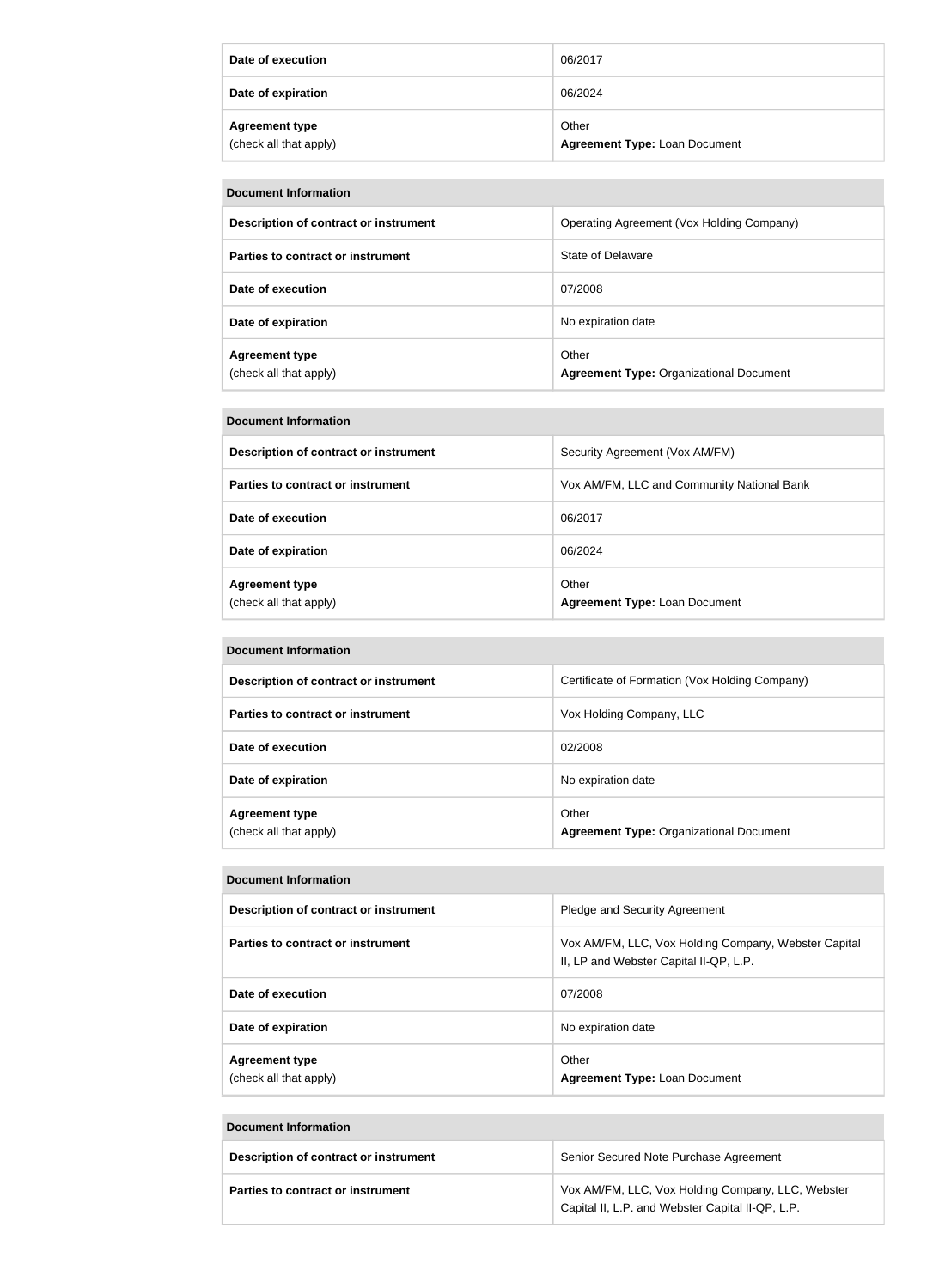| | |
|---|---|
| **Date of execution** | 06/2017 |
| **Date of expiration** | 06/2024 |
| **Agreement type** (check all that apply) | Other **Agreement Type:** Loan Document |

| **Document Information** | |
|---|---|
| **Description of contract or instrument** | Operating Agreement (Vox Holding Company) |
| **Parties to contract or instrument** | State of Delaware |
| **Date of execution** | 07/2008 |
| **Date of expiration** | No expiration date |
| **Agreement type** (check all that apply) | Other **Agreement Type:** Organizational Document |

| **Document Information** | |
|---|---|
| **Description of contract or instrument** | Security Agreement (Vox AM/FM) |
| **Parties to contract or instrument** | Vox AM/FM, LLC and Community National Bank |
| **Date of execution** | 06/2017 |
| **Date of expiration** | 06/2024 |
| **Agreement type** (check all that apply) | Other **Agreement Type:** Loan Document |

| **Document Information** | |
|---|---|
| **Description of contract or instrument** | Certificate of Formation (Vox Holding Company) |
| **Parties to contract or instrument** | Vox Holding Company, LLC |
| **Date of execution** | 02/2008 |
| **Date of expiration** | No expiration date |
| **Agreement type** (check all that apply) | Other **Agreement Type:** Organizational Document |

| **Document Information** | |
|---|---|
| **Description of contract or instrument** | Pledge and Security Agreement |
| **Parties to contract or instrument** | Vox AM/FM, LLC, Vox Holding Company, Webster Capital II, LP and Webster Capital II-QP, L.P. |
| **Date of execution** | 07/2008 |
| **Date of expiration** | No expiration date |
| **Agreement type** (check all that apply) | Other **Agreement Type:** Loan Document |

| **Document Information** | |
|---|---|
| **Description of contract or instrument** | Senior Secured Note Purchase Agreement |
| **Parties to contract or instrument** | Vox AM/FM, LLC, Vox Holding Company, LLC, Webster Capital II, L.P. and Webster Capital II-QP, L.P. |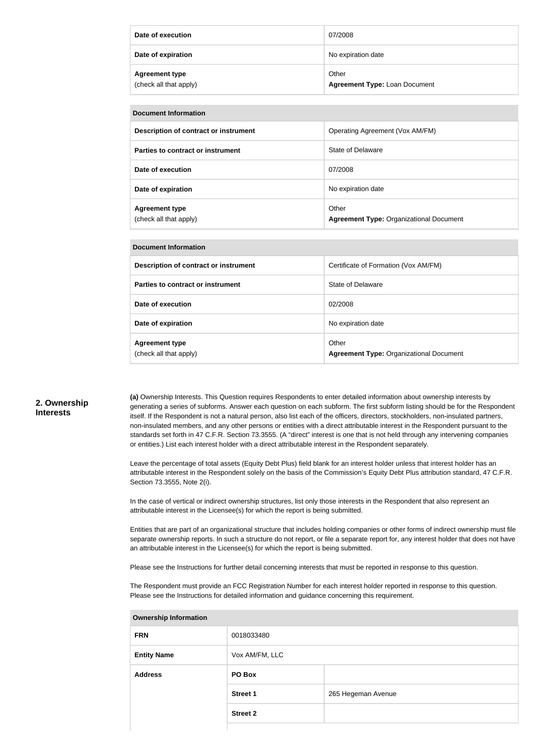| | |
|---|---|
| **Date of execution** | 07/2008 |
| **Date of expiration** | No expiration date |
| **Agreement type** (check all that apply) | Other **Agreement Type:** Loan Document |

| **Document Information** | |
|---|---|
| **Description of contract or instrument** | Operating Agreement (Vox AM/FM) |
| **Parties to contract or instrument** | State of Delaware |
| **Date of execution** | 07/2008 |
| **Date of expiration** | No expiration date |
| **Agreement type** (check all that apply) | Other **Agreement Type:** Organizational Document |

| **Document Information** | |
|---|---|
| **Description of contract or instrument** | Certificate of Formation (Vox AM/FM) |
| **Parties to contract or instrument** | State of Delaware |
| **Date of execution** | 02/2008 |
| **Date of expiration** | No expiration date |
| **Agreement type** (check all that apply) | Other **Agreement Type:** Organizational Document |

## 2. Ownership Interests

**(a)** Ownership Interests. This Question requires Respondents to enter detailed information about ownership interests by generating a series of subforms. Answer each question on each subform. The first subform listing should be for the Respondent itself. If the Respondent is not a natural person, also list each of the officers, directors, stockholders, non-insulated partners, non-insulated members, and any other persons or entities with a direct attributable interest in the Respondent pursuant to the standards set forth in 47 C.F.R. Section 73.3555. (A "direct" interest is one that is not held through any intervening companies or entities.) List each interest holder with a direct attributable interest in the Respondent separately.

Leave the percentage of total assets (Equity Debt Plus) field blank for an interest holder unless that interest holder has an attributable interest in the Respondent solely on the basis of the Commission's Equity Debt Plus attribution standard, 47 C.F.R. Section 73.3555, Note 2(i).

In the case of vertical or indirect ownership structures, list only those interests in the Respondent that also represent an attributable interest in the Licensee(s) for which the report is being submitted.

Entities that are part of an organizational structure that includes holding companies or other forms of indirect ownership must file separate ownership reports. In such a structure do not report, or file a separate report for, any interest holder that does not have an attributable interest in the Licensee(s) for which the report is being submitted.

Please see the Instructions for further detail concerning interests that must be reported in response to this question.

The Respondent must provide an FCC Registration Number for each interest holder reported in response to this question. Please see the Instructions for detailed information and guidance concerning this requirement.

| **Ownership Information** | | |
|---|---|---|
| **FRN** | 0018033480 | |
| **Entity Name** | Vox AM/FM, LLC | |
| **Address** | **PO Box** | |
| | **Street 1** | 265 Hegeman Avenue |
| | **Street 2** | |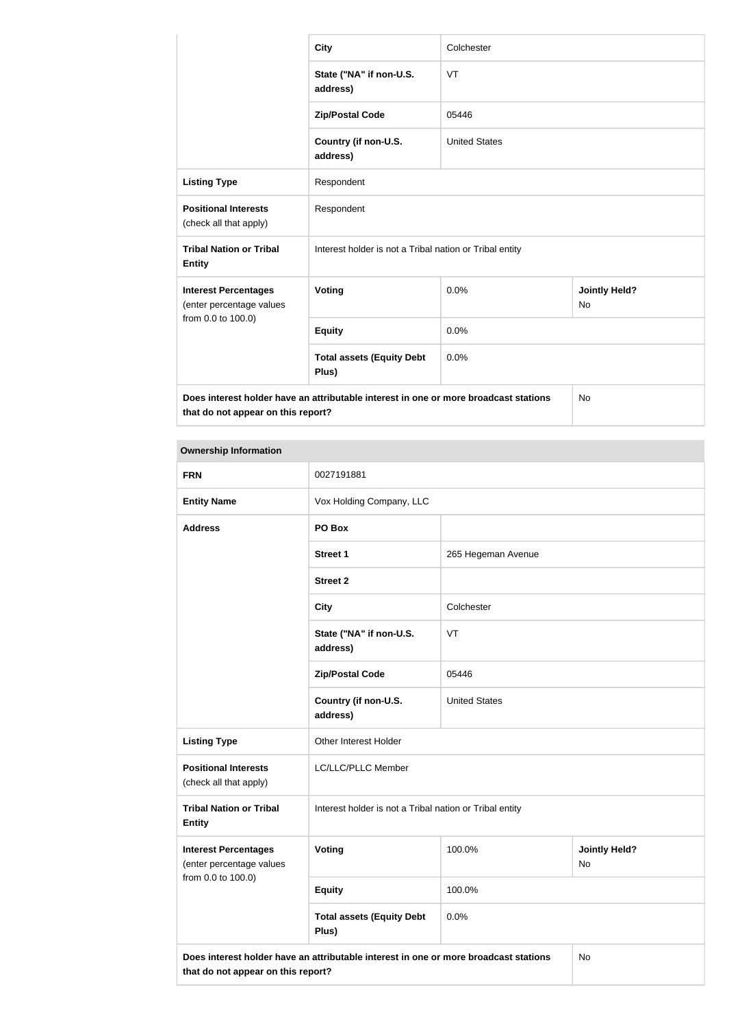| | | | |
|---|---|---|---|
| | **City** | Colchester | |
| | **State ("NA" if non-U.S. address)** | VT | |
| | **Zip/Postal Code** | 05446 | |
| | **Country (if non-U.S. address)** | United States | |
| **Listing Type** | Respondent | | |
| **Positional Interests** (check all that apply) | Respondent | | |
| **Tribal Nation or Tribal Entity** | Interest holder is not a Tribal nation or Tribal entity | | |
| **Interest Percentages** (enter percentage values from 0.0 to 100.0) | **Voting** | 0.0% | **Jointly Held?** No |
| | **Equity** | 0.0% | |
| | **Total assets (Equity Debt Plus)** | 0.0% | |
| **Does interest holder have an attributable interest in one or more broadcast stations that do not appear on this report?** | | | No |

| **Ownership Information** | | | |
|---|---|---|---|
| **FRN** | 0027191881 | | |
| **Entity Name** | Vox Holding Company, LLC | | |
| **Address** | **PO Box** | | |
| | **Street 1** | 265 Hegeman Avenue | |
| | **Street 2** | | |
| | **City** | Colchester | |
| | **State ("NA" if non-U.S. address)** | VT | |
| | **Zip/Postal Code** | 05446 | |
| | **Country (if non-U.S. address)** | United States | |
| **Listing Type** | Other Interest Holder | | |
| **Positional Interests** (check all that apply) | LC/LLC/PLLC Member | | |
| **Tribal Nation or Tribal Entity** | Interest holder is not a Tribal nation or Tribal entity | | |
| **Interest Percentages** (enter percentage values from 0.0 to 100.0) | **Voting** | 100.0% | **Jointly Held?** No |
| | **Equity** | 100.0% | |
| | **Total assets (Equity Debt Plus)** | 0.0% | |
| **Does interest holder have an attributable interest in one or more broadcast stations that do not appear on this report?** | | | No |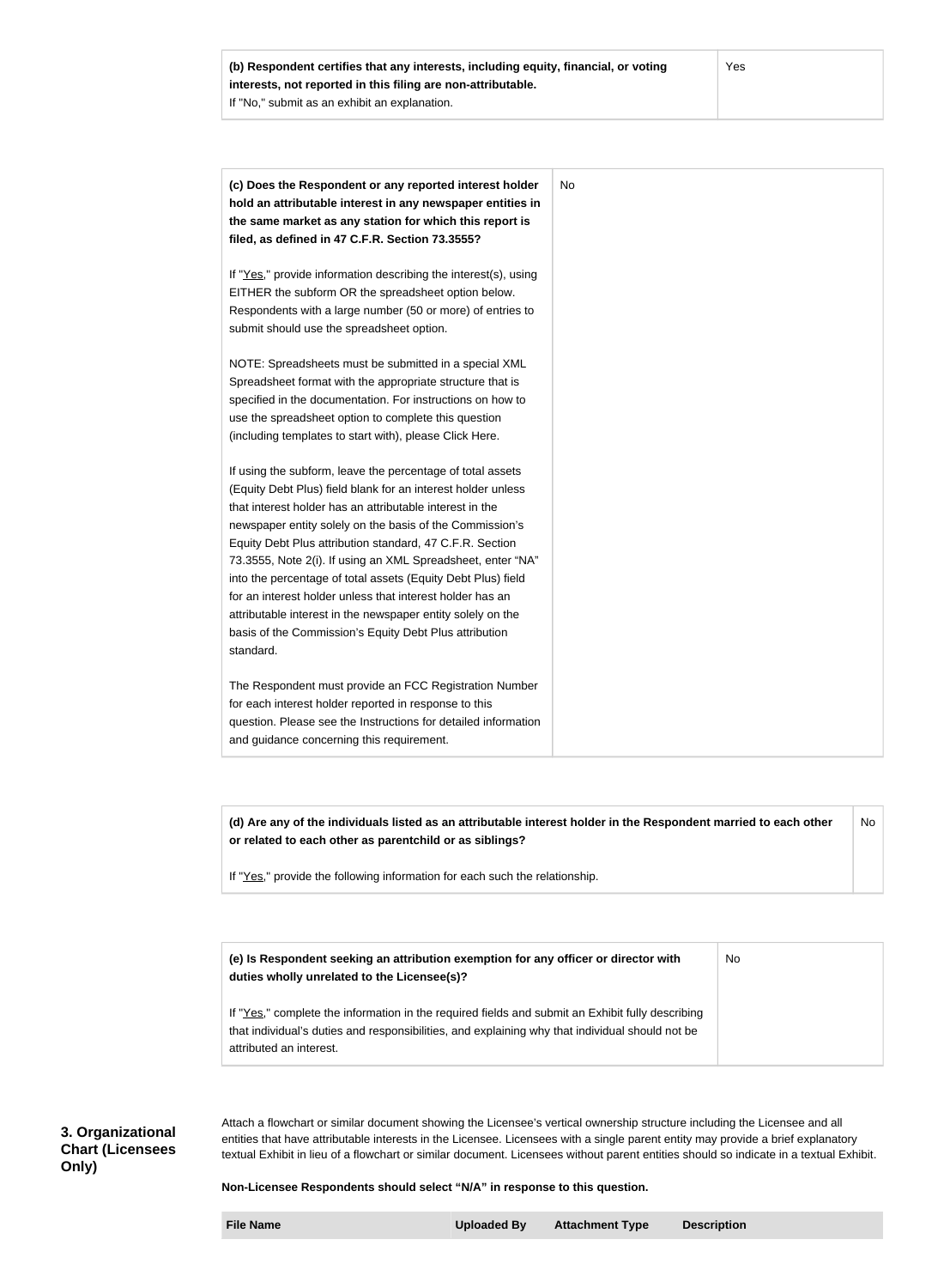| **(b) Respondent certifies that any interests, including equity, financial, or voting interests, not reported in this filing are non-attributable.** If "No," submit as an exhibit an explanation. | Yes |
|---|---|

| **(c) Does the Respondent or any reported interest holder hold an attributable interest in any newspaper entities in the same market as any station for which this report is filed, as defined in 47 C.F.R. Section 73.3555?**<br><br>If "Yes," provide information describing the interest(s), using EITHER the subform OR the spreadsheet option below. Respondents with a large number (50 or more) of entries to submit should use the spreadsheet option.<br><br>NOTE: Spreadsheets must be submitted in a special XML Spreadsheet format with the appropriate structure that is specified in the documentation. For instructions on how to use the spreadsheet option to complete this question (including templates to start with), please Click Here.<br><br>If using the subform, leave the percentage of total assets (Equity Debt Plus) field blank for an interest holder unless that interest holder has an attributable interest in the newspaper entity solely on the basis of the Commission's Equity Debt Plus attribution standard, 47 C.F.R. Section 73.3555, Note 2(i). If using an XML Spreadsheet, enter "NA" into the percentage of total assets (Equity Debt Plus) field for an interest holder unless that interest holder has an attributable interest in the newspaper entity solely on the basis of the Commission's Equity Debt Plus attribution standard.<br><br>The Respondent must provide an FCC Registration Number for each interest holder reported in response to this question. Please see the Instructions for detailed information and guidance concerning this requirement. | No |
|---|---|

| **(d) Are any of the individuals listed as an attributable interest holder in the Respondent married to each other or related to each other as parentchild or as siblings?**<br><br>If "Yes," provide the following information for each such the relationship. | No |
|---|---|

| **(e) Is Respondent seeking an attribution exemption for any officer or director with duties wholly unrelated to the Licensee(s)?**<br><br>If "Yes," complete the information in the required fields and submit an Exhibit fully describing that individual's duties and responsibilities, and explaining why that individual should not be attributed an interest. | No |
|---|---|

## 3. Organizational Chart (Licensees Only)

Attach a flowchart or similar document showing the Licensee's vertical ownership structure including the Licensee and all entities that have attributable interests in the Licensee. Licensees with a single parent entity may provide a brief explanatory textual Exhibit in lieu of a flowchart or similar document. Licensees without parent entities should so indicate in a textual Exhibit.

**Non-Licensee Respondents should select "N/A" in response to this question.**

| File Name | Uploaded By | Attachment Type | Description |
|---|---|---|---|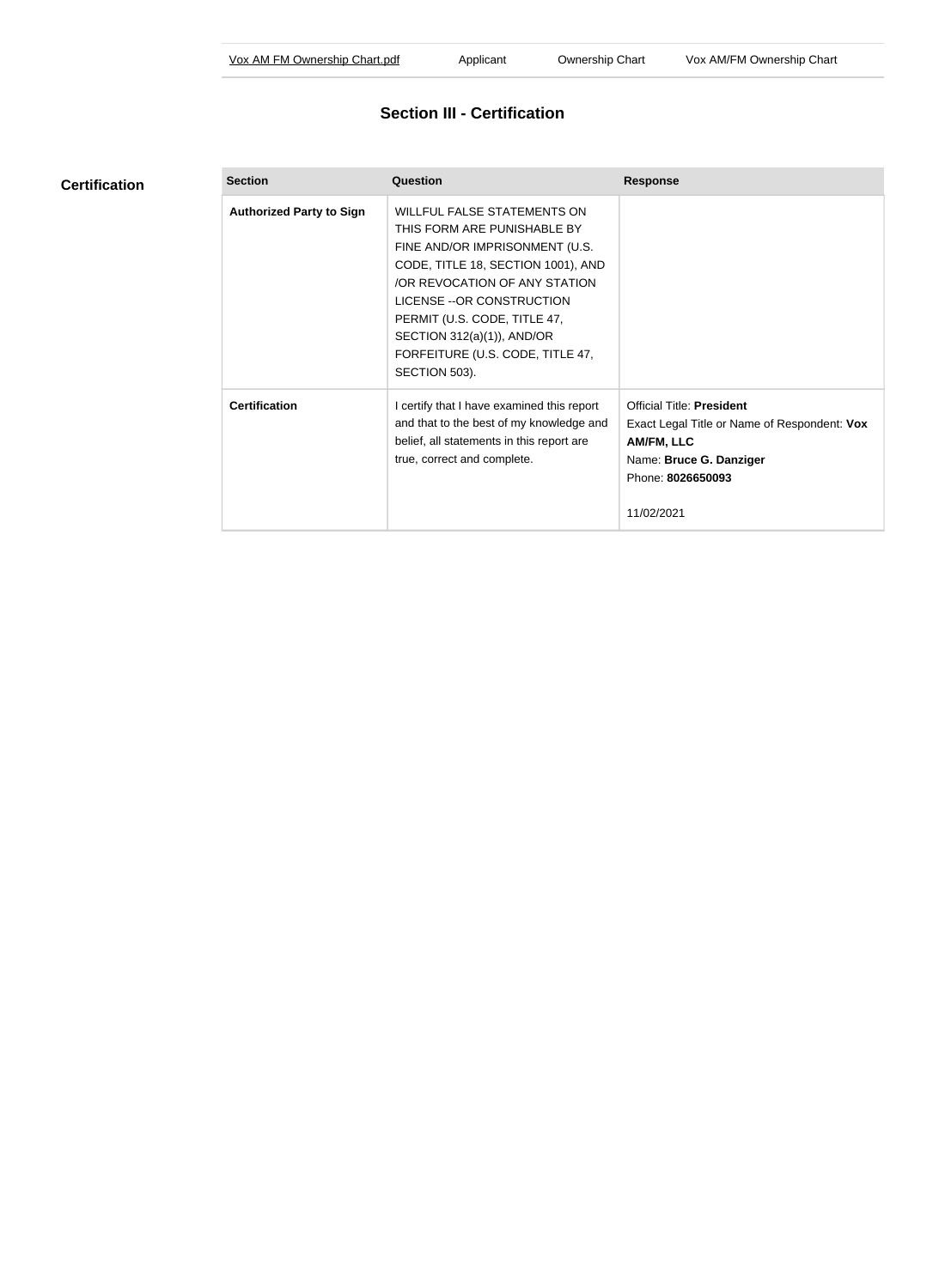| | | | |
|---|---|---|---|
| Vox AM FM Ownership Chart.pdf | Applicant | Ownership Chart | Vox AM/FM Ownership Chart |

## Section III - Certification

**Certification**

| Section | Question | Response |
|---|---|---|
| **Authorized Party to Sign** | WILLFUL FALSE STATEMENTS ON THIS FORM ARE PUNISHABLE BY FINE AND/OR IMPRISONMENT (U.S. CODE, TITLE 18, SECTION 1001), AND /OR REVOCATION OF ANY STATION LICENSE --OR CONSTRUCTION PERMIT (U.S. CODE, TITLE 47, SECTION 312(a)(1)), AND/OR FORFEITURE (U.S. CODE, TITLE 47, SECTION 503). | |
| **Certification** | I certify that I have examined this report and that to the best of my knowledge and belief, all statements in this report are true, correct and complete. | Official Title: **President**<br>Exact Legal Title or Name of Respondent: **Vox AM/FM, LLC**<br>Name: **Bruce G. Danziger**<br>Phone: **8026650093**<br><br>11/02/2021 |